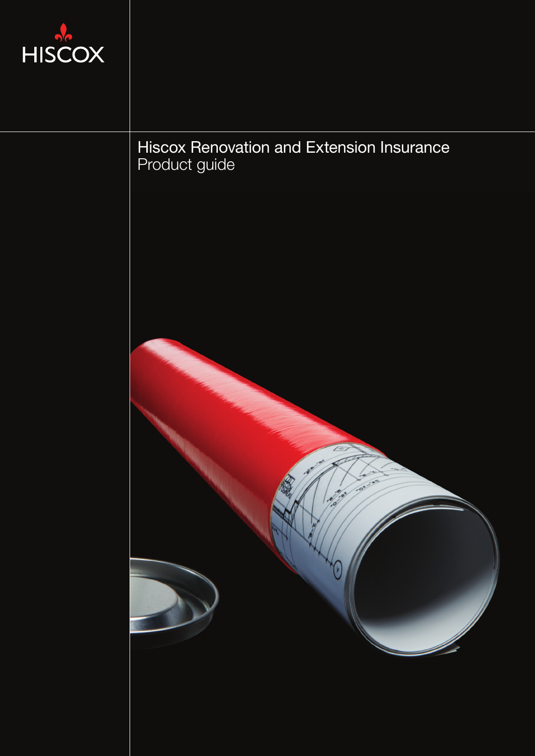HISCOX

# Hiscox Renovation and Extension Insurance

Product guide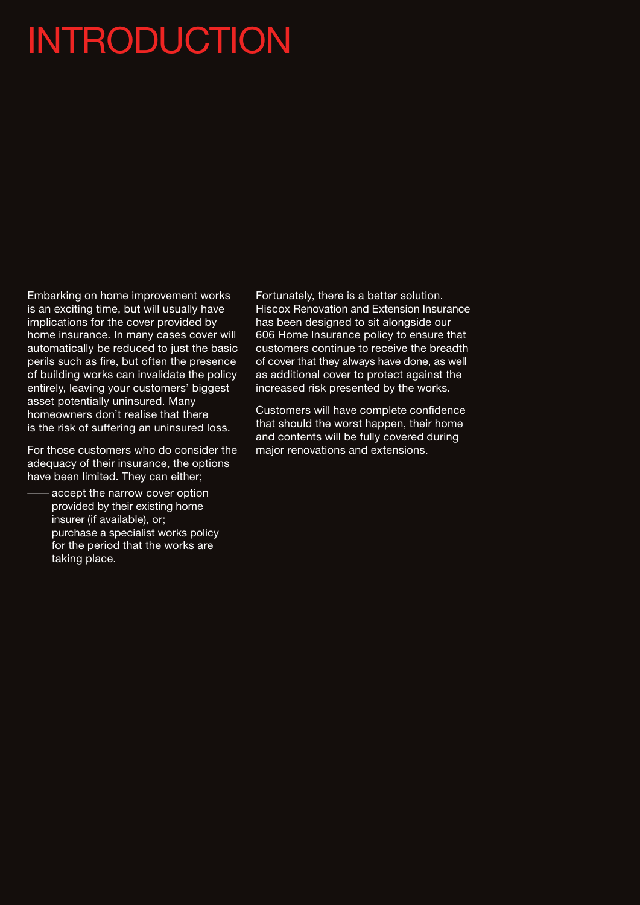# INTRODUCTION

Embarking on home improvement works is an exciting time, but will usually have implications for the cover provided by home insurance. In many cases cover will automatically be reduced to just the basic perils such as fire, but often the presence of building works can invalidate the policy entirely, leaving your customers' biggest asset potentially uninsured. Many homeowners don't realise that there is the risk of suffering an uninsured loss.

For those customers who do consider the adequacy of their insurance, the options have been limited. They can either;

- accept the narrow cover option provided by their existing home insurer (if available), or;
- purchase a specialist works policy for the period that the works are taking place.

Fortunately, there is a better solution. Hiscox Renovation and Extension Insurance has been designed to sit alongside our 606 Home Insurance policy to ensure that customers continue to receive the breadth of cover that they always have done, as well as additional cover to protect against the increased risk presented by the works.

Customers will have complete confidence that should the worst happen, their home and contents will be fully covered during major renovations and extensions.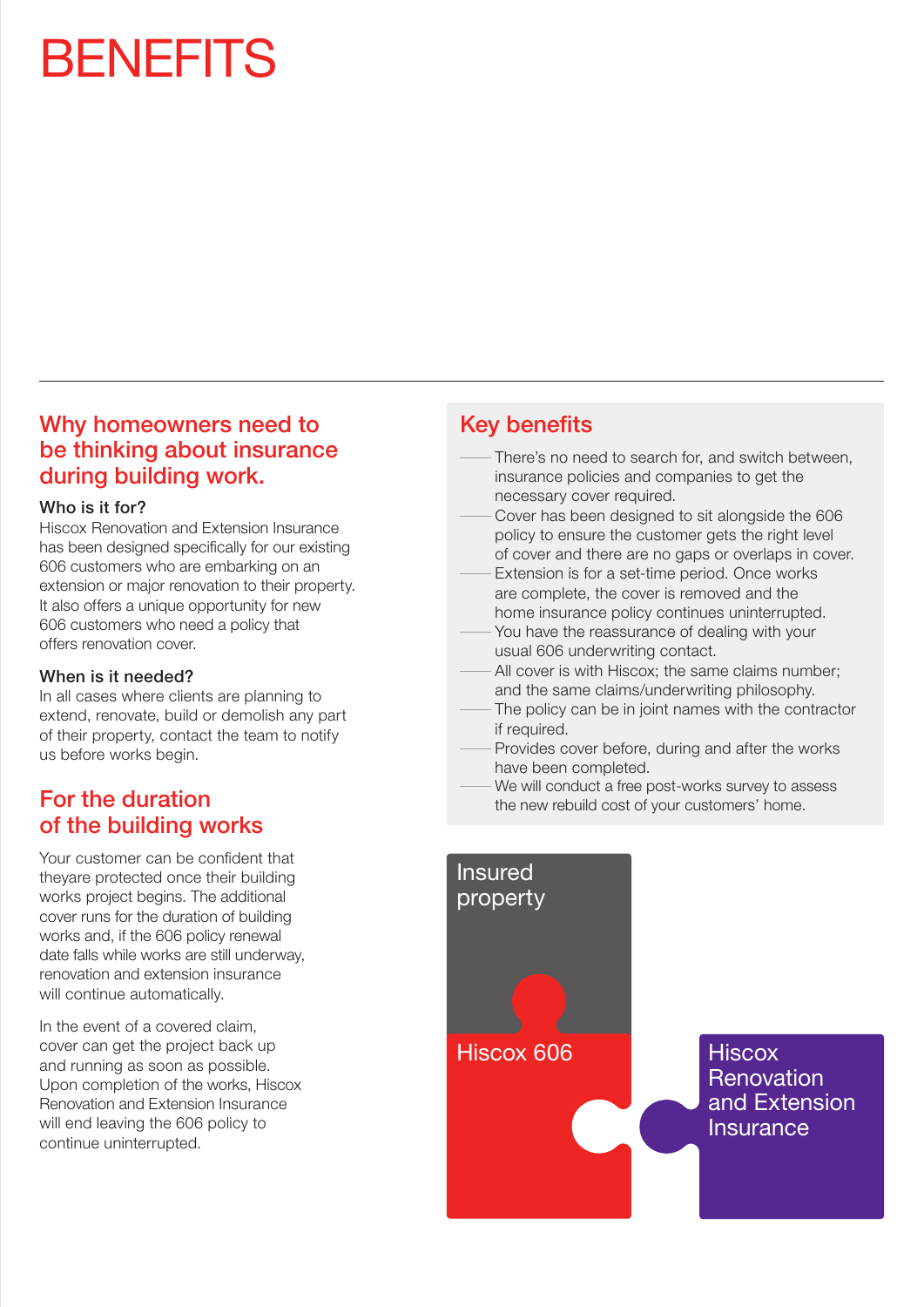# BENEFITS

## Why homeowners need to be thinking about insurance during building work.

### Who is it for?

Hiscox Renovation and Extension Insurance has been designed specifically for our existing 606 customers who are embarking on an extension or major renovation to their property. It also offers a unique opportunity for new 606 customers who need a policy that offers renovation cover.

### When is it needed?

In all cases where clients are planning to extend, renovate, build or demolish any part of their property, contact the team to notify us before works begin.

## For the duration of the building works

Your customer can be confident that theyare protected once their building works project begins. The additional cover runs for the duration of building works and, if the 606 policy renewal date falls while works are still underway, renovation and extension insurance will continue automatically.

In the event of a covered claim, cover can get the project back up and running as soon as possible. Upon completion of the works, Hiscox Renovation and Extension Insurance will end leaving the 606 policy to continue uninterrupted.

## Key benefits

- There's no need to search for, and switch between, insurance policies and companies to get the necessary cover required.
- Cover has been designed to sit alongside the 606 policy to ensure the customer gets the right level of cover and there are no gaps or overlaps in cover.
- Extension is for a set-time period. Once works are complete, the cover is removed and the home insurance policy continues uninterrupted.
- You have the reassurance of dealing with your usual 606 underwriting contact.
- All cover is with Hiscox; the same claims number; and the same claims/underwriting philosophy.
- The policy can be in joint names with the contractor if required.
- Provides cover before, during and after the works have been completed.
- We will conduct a free post-works survey to assess the new rebuild cost of your customers' home.

Insured property

Hiscox 606

Hiscox Renovation and Extension Insurance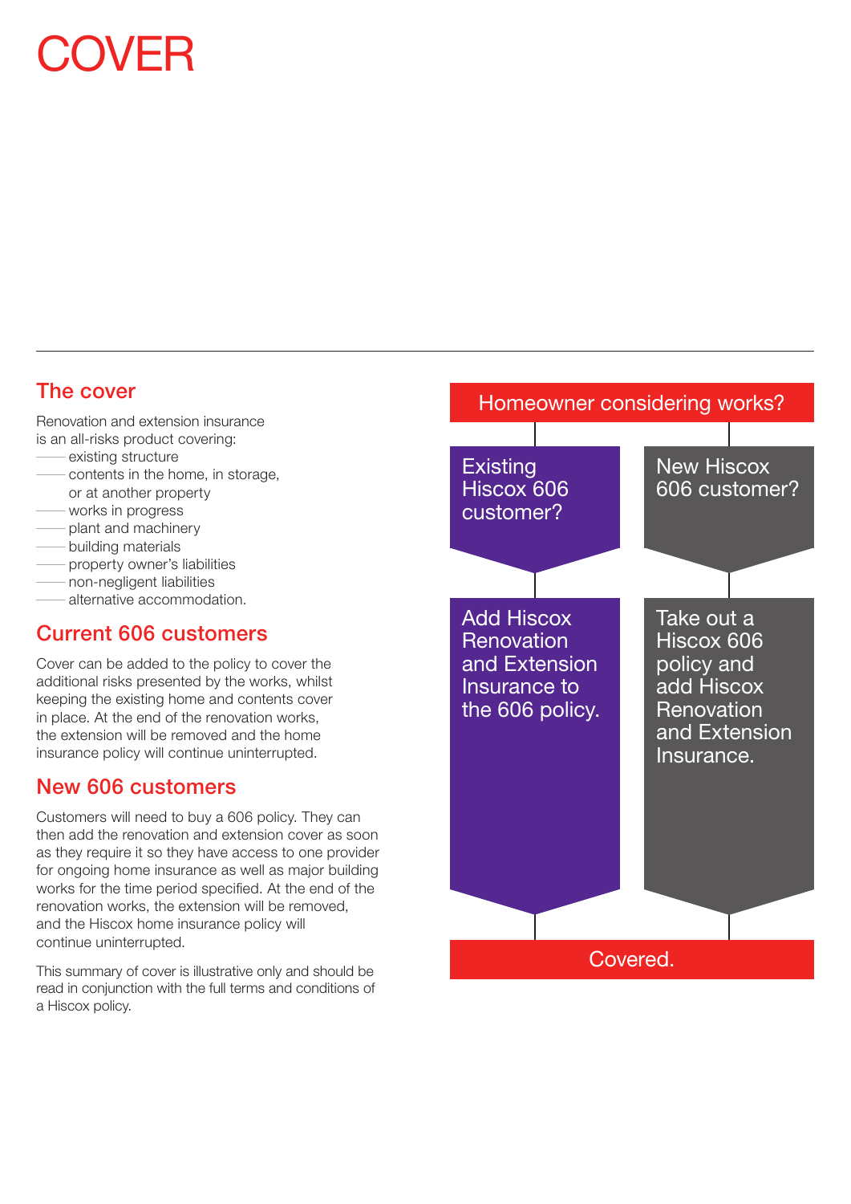# COVER

## The cover

Renovation and extension insurance is an all-risks product covering:

- existing structure
- contents in the home, in storage, or at another property
- works in progress
- plant and machinery
- building materials
- property owner's liabilities
- non-negligent liabilities
- alternative accommodation.

## Current 606 customers

Cover can be added to the policy to cover the additional risks presented by the works, whilst keeping the existing home and contents cover in place. At the end of the renovation works, the extension will be removed and the home insurance policy will continue uninterrupted.

## New 606 customers

Customers will need to buy a 606 policy. They can then add the renovation and extension cover as soon as they require it so they have access to one provider for ongoing home insurance as well as major building works for the time period specified. At the end of the renovation works, the extension will be removed, and the Hiscox home insurance policy will continue uninterrupted.

This summary of cover is illustrative only and should be read in conjunction with the full terms and conditions of a Hiscox policy.

Homeowner considering works?

Existing Hiscox 606 customer?

Add Hiscox Renovation and Extension Insurance to the 606 policy.

New Hiscox 606 customer?

Take out a Hiscox 606 policy and add Hiscox Renovation and Extension Insurance.

Covered.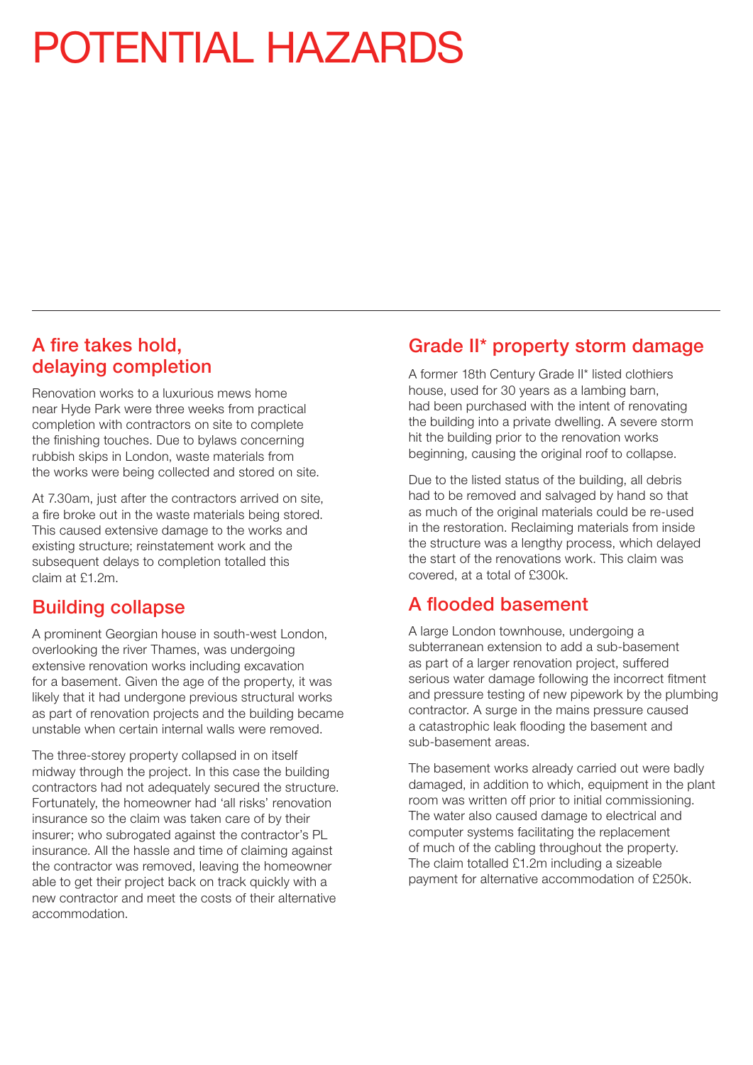# POTENTIAL HAZARDS

## A fire takes hold, delaying completion

Renovation works to a luxurious mews home near Hyde Park were three weeks from practical completion with contractors on site to complete the finishing touches. Due to bylaws concerning rubbish skips in London, waste materials from the works were being collected and stored on site.

At 7.30am, just after the contractors arrived on site, a fire broke out in the waste materials being stored. This caused extensive damage to the works and existing structure; reinstatement work and the subsequent delays to completion totalled this claim at £1.2m.

## Building collapse

A prominent Georgian house in south-west London, overlooking the river Thames, was undergoing extensive renovation works including excavation for a basement. Given the age of the property, it was likely that it had undergone previous structural works as part of renovation projects and the building became unstable when certain internal walls were removed.

The three-storey property collapsed in on itself midway through the project. In this case the building contractors had not adequately secured the structure. Fortunately, the homeowner had 'all risks' renovation insurance so the claim was taken care of by their insurer; who subrogated against the contractor's PL insurance. All the hassle and time of claiming against the contractor was removed, leaving the homeowner able to get their project back on track quickly with a new contractor and meet the costs of their alternative accommodation.

## Grade II* property storm damage

A former 18th Century Grade II* listed clothiers house, used for 30 years as a lambing barn, had been purchased with the intent of renovating the building into a private dwelling. A severe storm hit the building prior to the renovation works beginning, causing the original roof to collapse.

Due to the listed status of the building, all debris had to be removed and salvaged by hand so that as much of the original materials could be re-used in the restoration. Reclaiming materials from inside the structure was a lengthy process, which delayed the start of the renovations work. This claim was covered, at a total of £300k.

## A flooded basement

A large London townhouse, undergoing a subterranean extension to add a sub-basement as part of a larger renovation project, suffered serious water damage following the incorrect fitment and pressure testing of new pipework by the plumbing contractor. A surge in the mains pressure caused a catastrophic leak flooding the basement and sub-basement areas.

The basement works already carried out were badly damaged, in addition to which, equipment in the plant room was written off prior to initial commissioning. The water also caused damage to electrical and computer systems facilitating the replacement of much of the cabling throughout the property. The claim totalled £1.2m including a sizeable payment for alternative accommodation of £250k.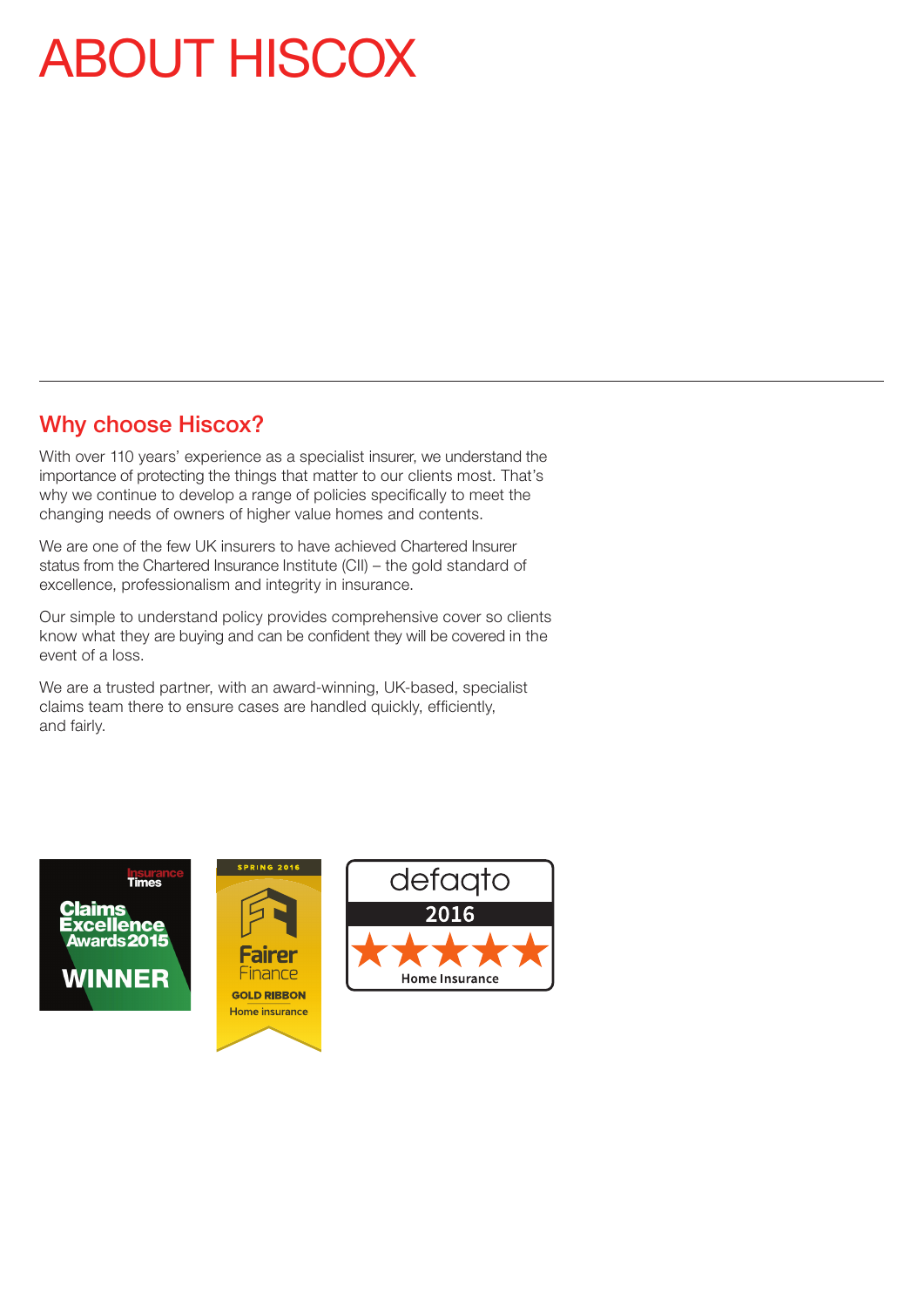# ABOUT HISCOX

## Why choose Hiscox?

With over 110 years' experience as a specialist insurer, we understand the importance of protecting the things that matter to our clients most. That's why we continue to develop a range of policies specifically to meet the changing needs of owners of higher value homes and contents.

We are one of the few UK insurers to have achieved Chartered Insurer status from the Chartered Insurance Institute (CII) – the gold standard of excellence, professionalism and integrity in insurance.

Our simple to understand policy provides comprehensive cover so clients know what they are buying and can be confident they will be covered in the event of a loss.

We are a trusted partner, with an award-winning, UK-based, specialist claims team there to ensure cases are handled quickly, efficiently, and fairly.

Insurance Times Claims Excellence Awards 2015 WINNER

SPRING 2016 Fairer Finance GOLD RIBBON Home insurance

defaqto 2016 ★★★★★ Home Insurance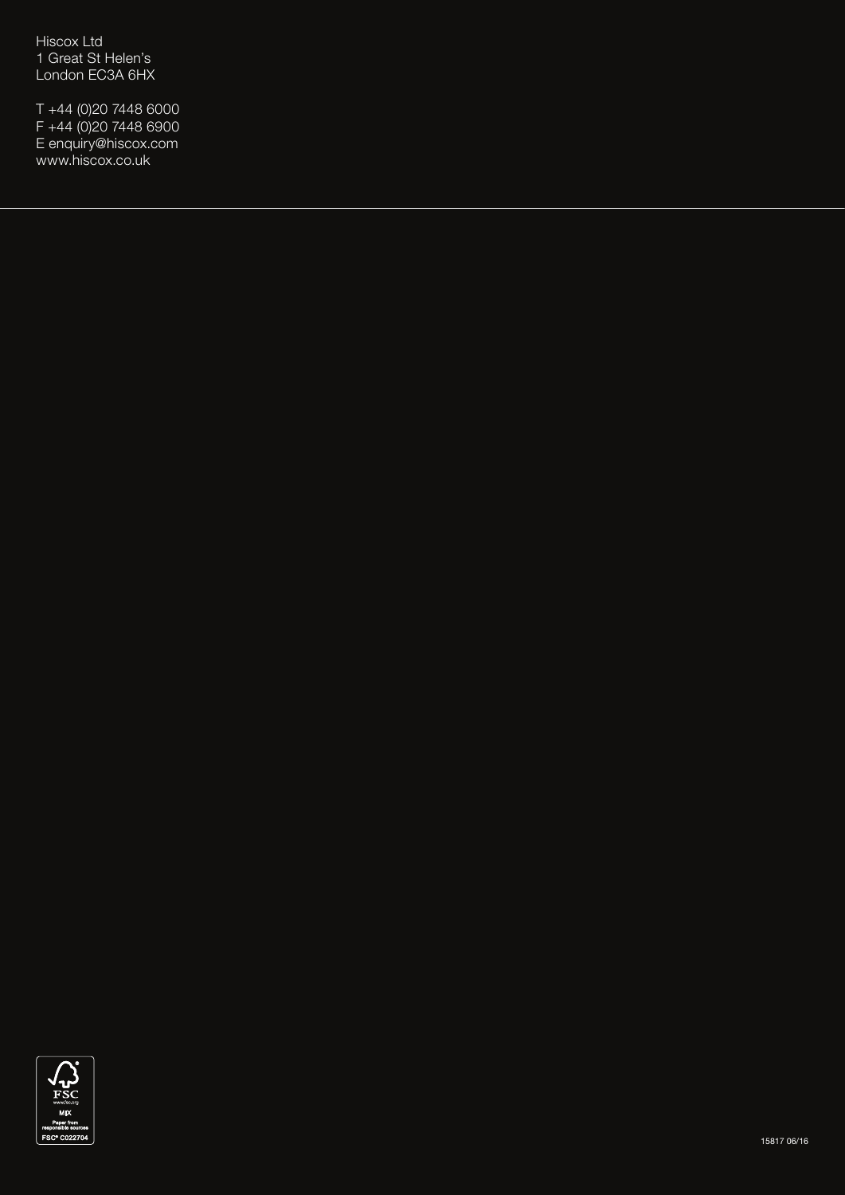Hiscox Ltd
1 Great St Helen's
London EC3A 6HX

T +44 (0)20 7448 6000
F +44 (0)20 7448 6900
E enquiry@hiscox.com
www.hiscox.co.uk

FSC
www.fsc.org
MIX
Paper from responsible sources
FSC® C022704

15817 06/16